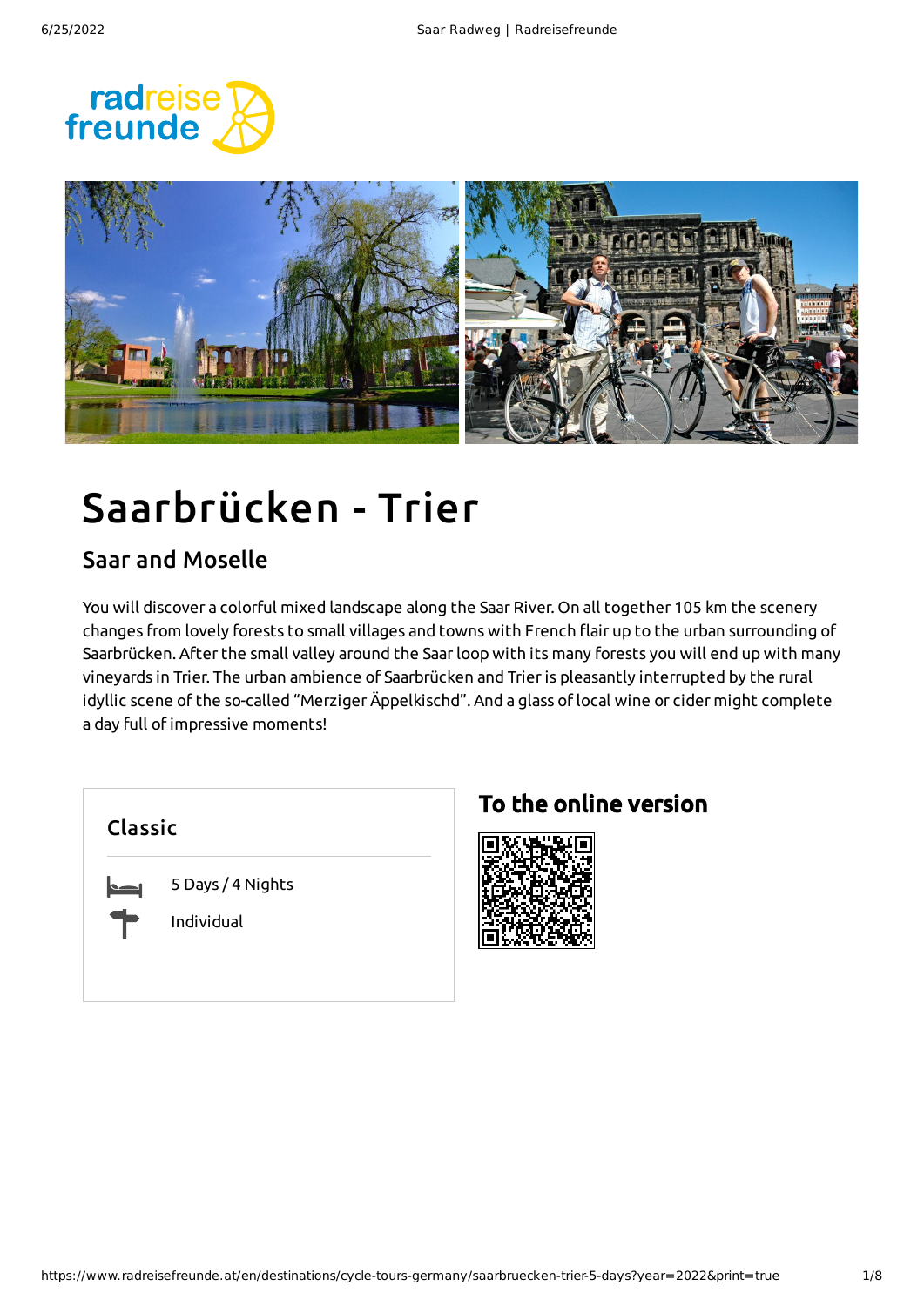# Saarbrücken - Trier

## Saar and Moselle

You will discover a colorful mixed landscape along the Saar River. On all together 105 km the scenery changes from lovely forests to small villages and towns with French flair up to the urban surrounding of Saarbrücken. After the small valley around the Saar loop with its many forests you will end up with many vineyards in Trier. The urban ambience of Saarbrücken and Trier is pleasantly interrupted by the rural idyllic scene of the so-called "Merziger Äppelkischd". And a glass of local wine or cider might complete a day full of impressive moments!

### Classic

5 Days / 4 Nights

Individual

### To the online version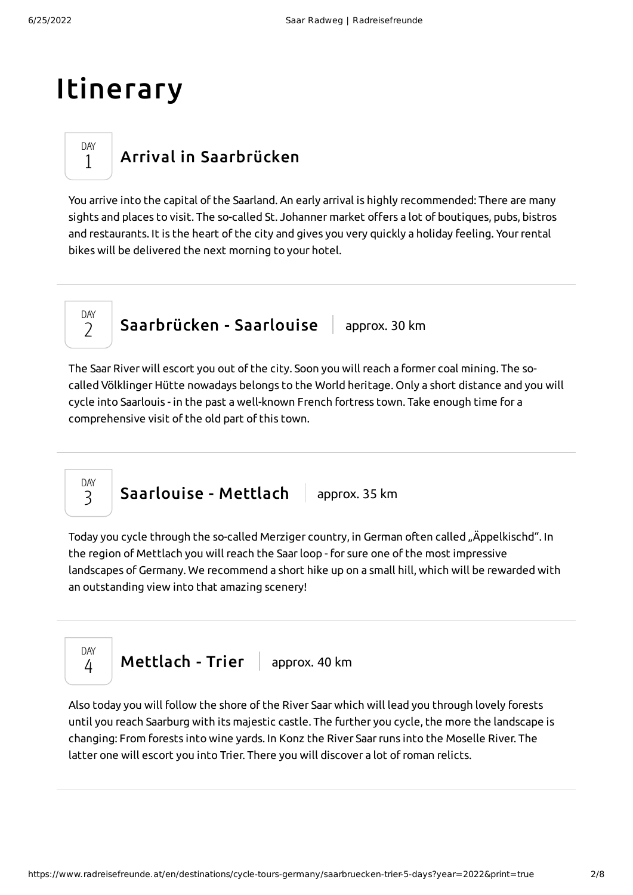# Itinerary

## DAY 1 Arrival in Saarbrücken

You arrive into the capital of the Saarland. An early arrival is highly recommended: There are many sights and places to visit. The so-called St. Johanner market offers a lot of boutiques, pubs, bistros and restaurants. It is the heart of the city and gives you very quickly a holiday feeling. Your rental bikes will be delivered the next morning to your hotel.

## DAY 2 Saarbrücken - Saarlouise | approx. 30 km

The Saar River will escort you out of the city. Soon you will reach a former coal mining. The so-called Völklinger Hütte nowadays belongs to the World heritage. Only a short distance and you will cycle into Saarlouis - in the past a well-known French fortress town. Take enough time for a comprehensive visit of the old part of this town.

## DAY 3 Saarlouise - Mettlach | approx. 35 km

Today you cycle through the so-called Merziger country, in German often called „Äppelkischd". In the region of Mettlach you will reach the Saar loop - for sure one of the most impressive landscapes of Germany. We recommend a short hike up on a small hill, which will be rewarded with an outstanding view into that amazing scenery!

## DAY 4 Mettlach - Trier | approx. 40 km

Also today you will follow the shore of the River Saar which will lead you through lovely forests until you reach Saarburg with its majestic castle. The further you cycle, the more the landscape is changing: From forests into wine yards. In Konz the River Saar runs into the Moselle River. The latter one will escort you into Trier. There you will discover a lot of roman relicts.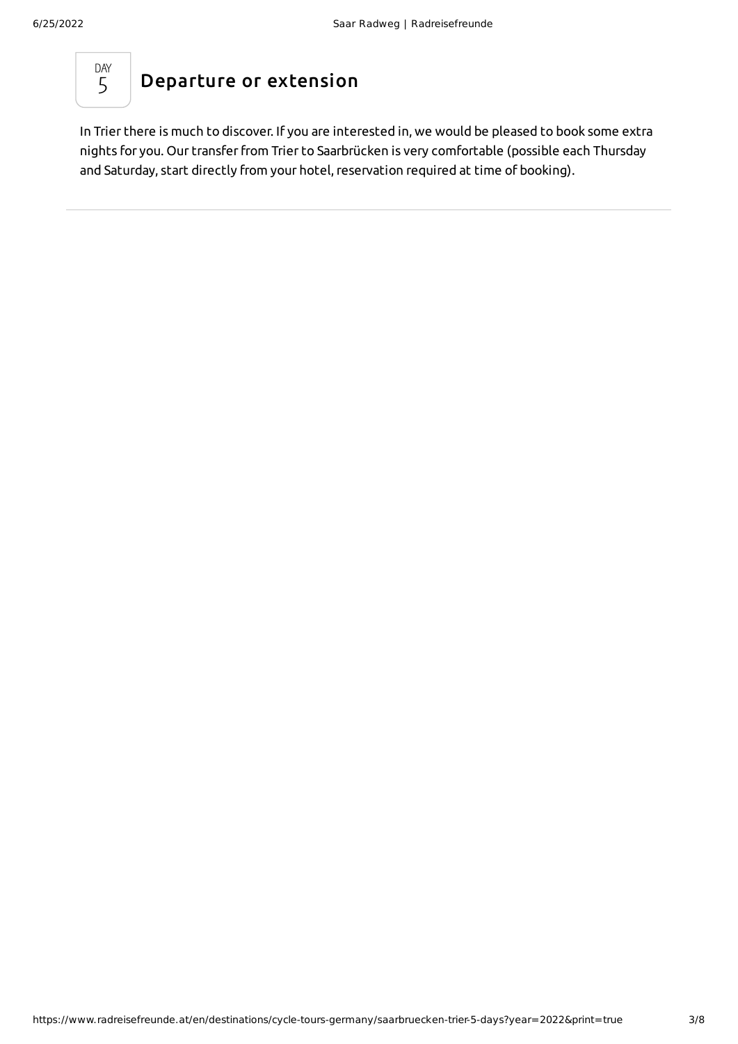DAY 5

## Departure or extension

In Trier there is much to discover. If you are interested in, we would be pleased to book some extra nights for you. Our transfer from Trier to Saarbrücken is very comfortable (possible each Thursday and Saturday, start directly from your hotel, reservation required at time of booking).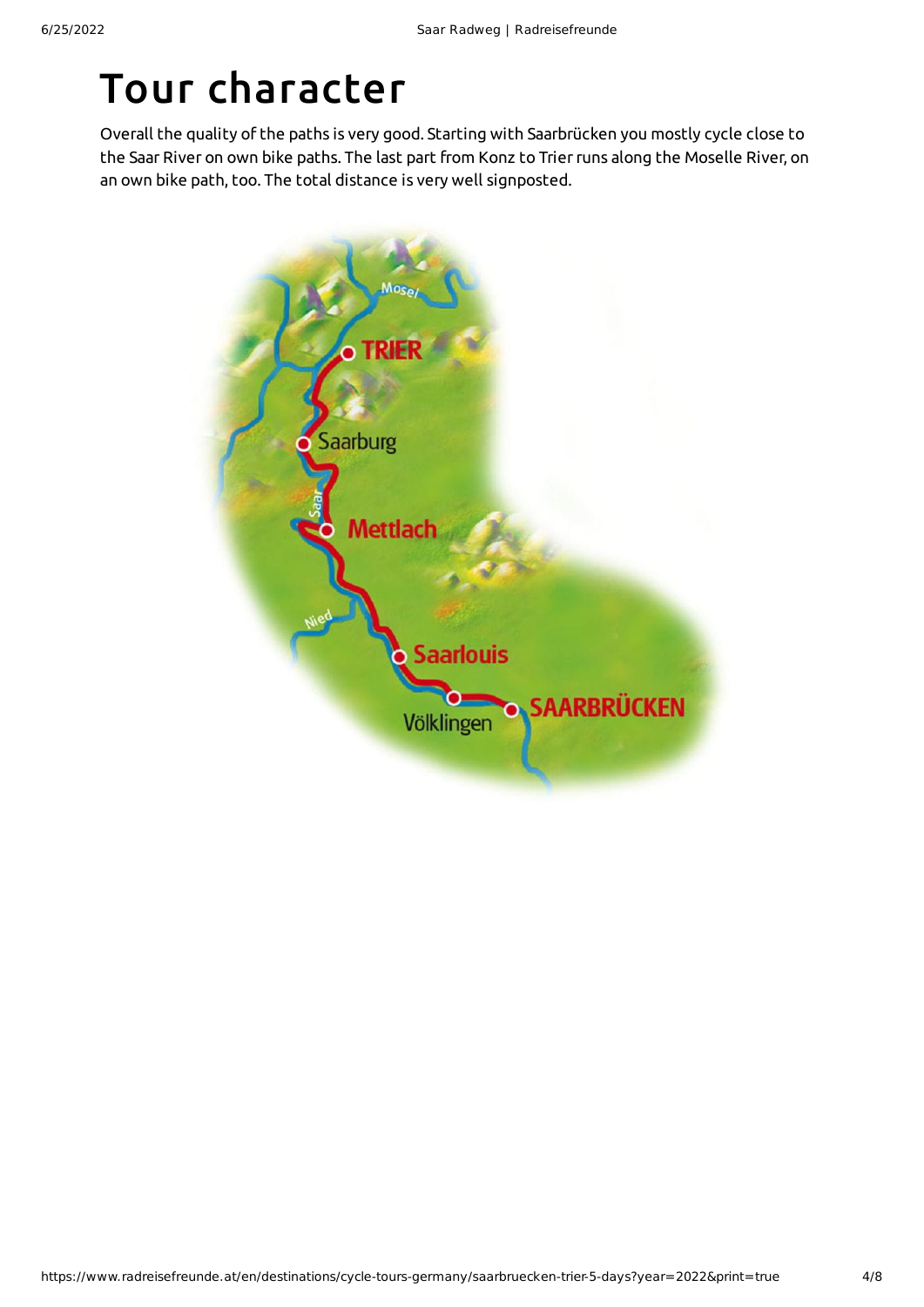# Tour character

Overall the quality of the paths is very good. Starting with Saarbrücken you mostly cycle close to the Saar River on own bike paths. The last part from Konz to Trier runs along the Moselle River, on an own bike path, too. The total distance is very well signposted.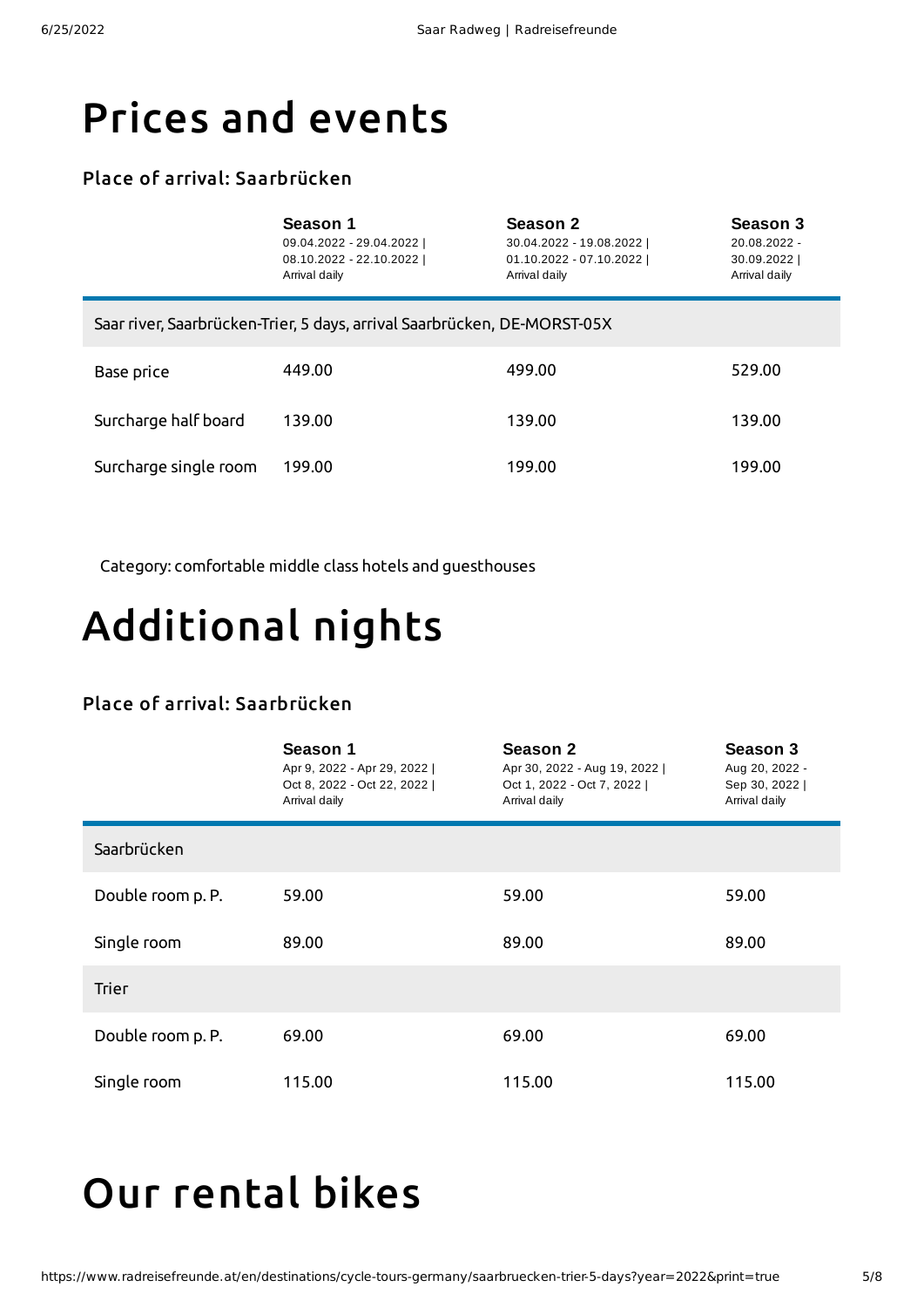# Prices and events

### Place of arrival: Saarbrücken

| | Season 1<br>09.04.2022 - 29.04.2022 \| 08.10.2022 - 22.10.2022 \| Arrival daily | Season 2<br>30.04.2022 - 19.08.2022 \| 01.10.2022 - 07.10.2022 \| Arrival daily | Season 3<br>20.08.2022 - 30.09.2022 \| Arrival daily |
|---|---|---|---|
| Saar river, Saarbrücken-Trier, 5 days, arrival Saarbrücken, DE-MORST-05X | | | |
| Base price | 449.00 | 499.00 | 529.00 |
| Surcharge half board | 139.00 | 139.00 | 139.00 |
| Surcharge single room | 199.00 | 199.00 | 199.00 |

Category: comfortable middle class hotels and guesthouses

# Additional nights

### Place of arrival: Saarbrücken

| | Season 1<br>Apr 9, 2022 - Apr 29, 2022 \| Oct 8, 2022 - Oct 22, 2022 \| Arrival daily | Season 2<br>Apr 30, 2022 - Aug 19, 2022 \| Oct 1, 2022 - Oct 7, 2022 \| Arrival daily | Season 3<br>Aug 20, 2022 - Sep 30, 2022 \| Arrival daily |
|---|---|---|---|
| Saarbrücken | | | |
| Double room p. P. | 59.00 | 59.00 | 59.00 |
| Single room | 89.00 | 89.00 | 89.00 |
| Trier | | | |
| Double room p. P. | 69.00 | 69.00 | 69.00 |
| Single room | 115.00 | 115.00 | 115.00 |

# Our rental bikes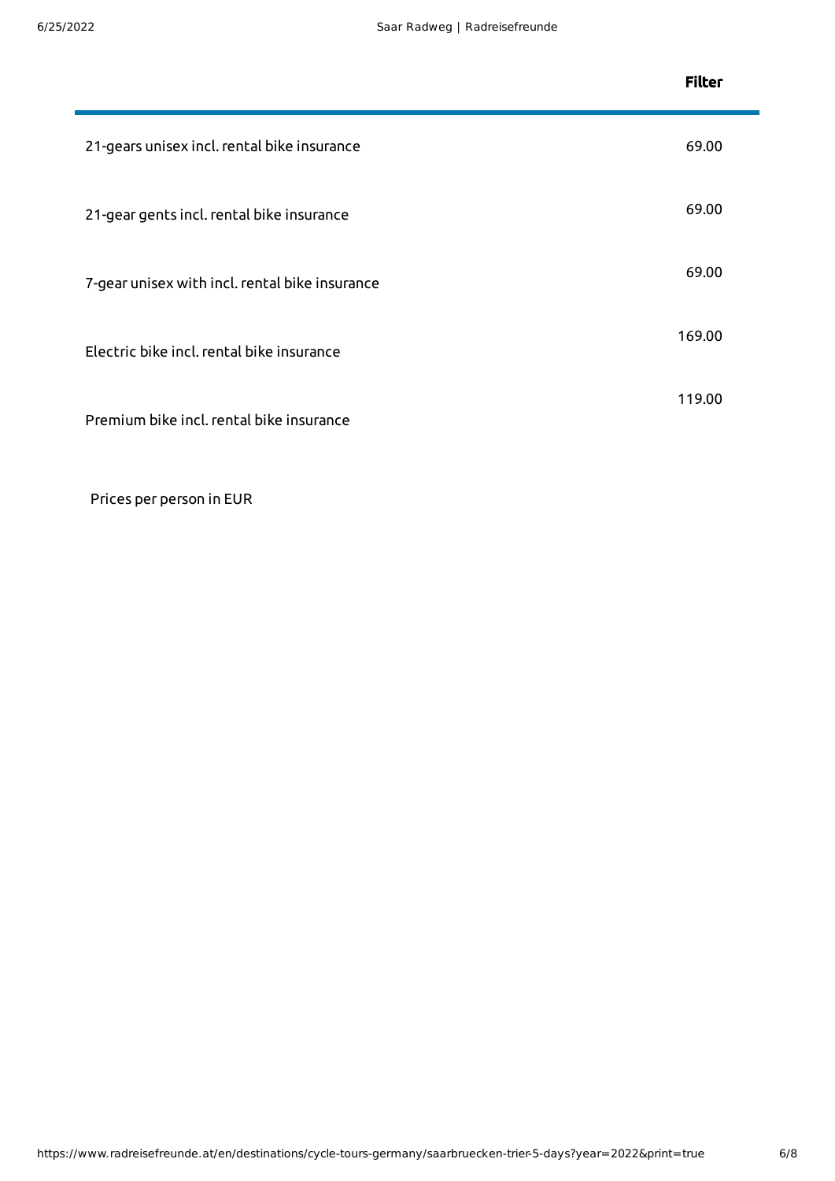| | Filter |
|---|---|
| 21-gears unisex incl. rental bike insurance | 69.00 |
| 21-gear gents incl. rental bike insurance | 69.00 |
| 7-gear unisex with incl. rental bike insurance | 69.00 |
| Electric bike incl. rental bike insurance | 169.00 |
| Premium bike incl. rental bike insurance | 119.00 |

Prices per person in EUR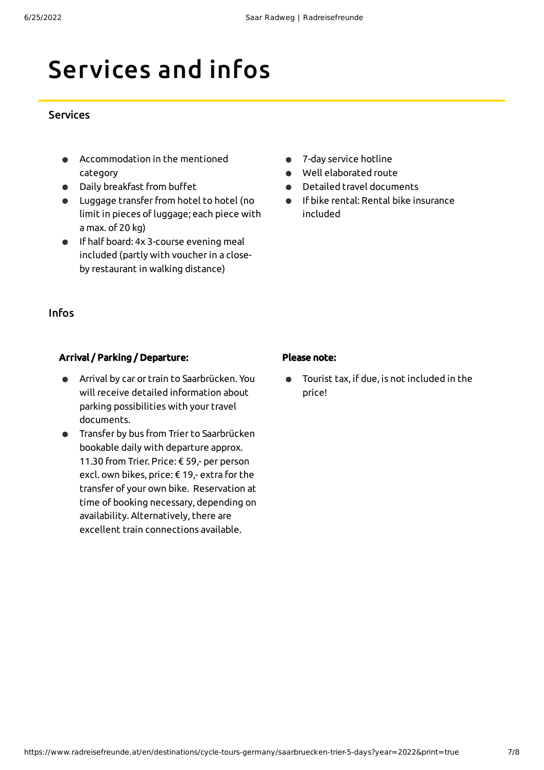# Services and infos

## Services

- Accommodation in the mentioned category
- Daily breakfast from buffet
- Luggage transfer from hotel to hotel (no limit in pieces of luggage; each piece with a max. of 20 kg)
- If half board: 4x 3-course evening meal included (partly with voucher in a close-by restaurant in walking distance)
- 7-day service hotline
- Well elaborated route
- Detailed travel documents
- If bike rental: Rental bike insurance included

## Infos

**Arrival / Parking / Departure:**

- Arrival by car or train to Saarbrücken. You will receive detailed information about parking possibilities with your travel documents.
- Transfer by bus from Trier to Saarbrücken bookable daily with departure approx. 11.30 from Trier. Price: € 59,- per person excl. own bikes, price: € 19,- extra for the transfer of your own bike. Reservation at time of booking necessary, depending on availability. Alternatively, there are excellent train connections available.

**Please note:**

- Tourist tax, if due, is not included in the price!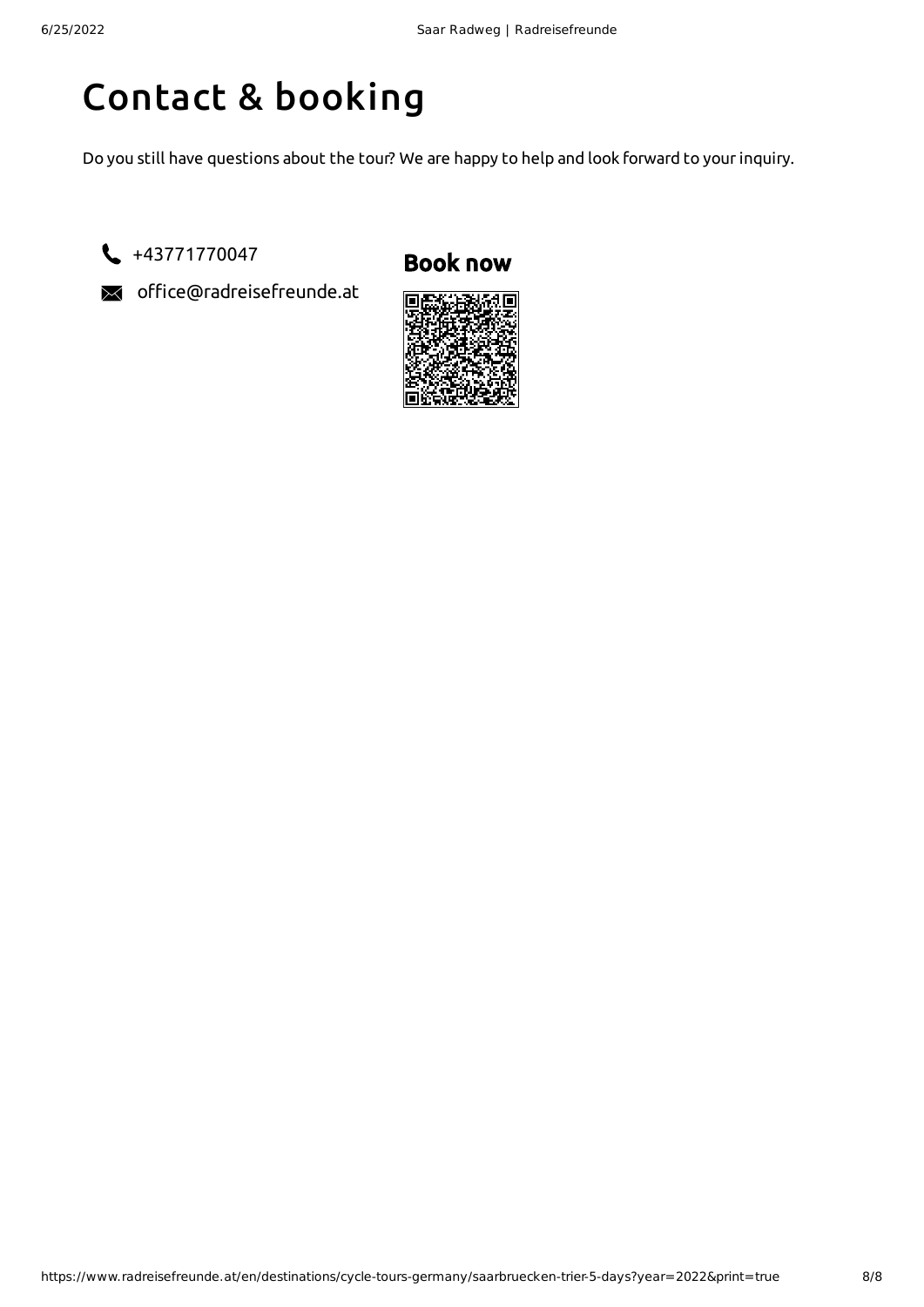# Contact & booking

Do you still have questions about the tour? We are happy to help and look forward to your inquiry.

+43771770047

office@radreisefreunde.at

## Book now